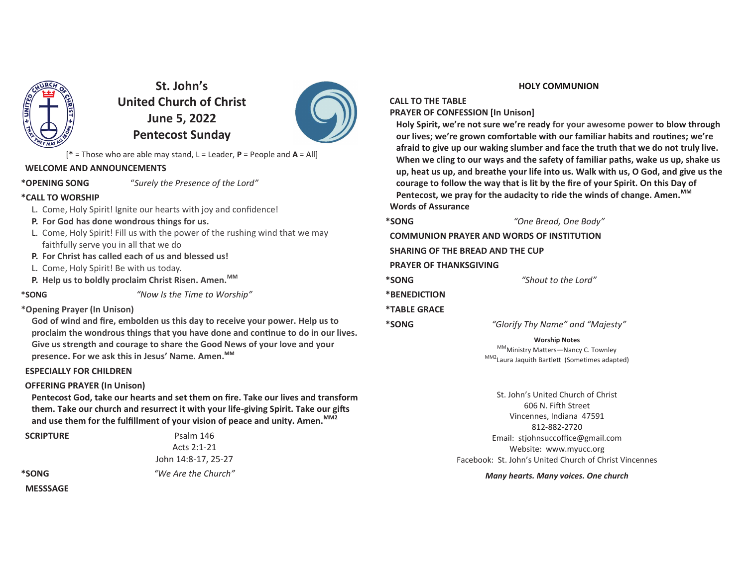# St. John's United Church of Christ
## June 5, 2022
## Pentecost Sunday

[**\*** = Those who are able may stand, L = Leader, **P** = People and **A** = All]

**WELCOME AND ANNOUNCEMENTS**

**\*OPENING SONG** *"Surely the Presence of the Lord"*

**\*CALL TO WORSHIP**

L. Come, Holy Spirit! Ignite our hearts with joy and confidence!

**P. For God has done wondrous things for us.**

L. Come, Holy Spirit! Fill us with the power of the rushing wind that we may faithfully serve you in all that we do

**P. For Christ has called each of us and blessed us!**

L. Come, Holy Spirit! Be with us today.

**P. Help us to boldly proclaim Christ Risen. Amen.[MM]**

**\*SONG** *"Now Is the Time to Worship"*

**\*Opening Prayer (In Unison)**

**God of wind and fire, embolden us this day to receive your power. Help us to proclaim the wondrous things that you have done and continue to do in our lives. Give us strength and courage to share the Good News of your love and your presence. For we ask this in Jesus' Name. Amen.[MM]**

**ESPECIALLY FOR CHILDREN**

**OFFERING PRAYER (In Unison)**

**Pentecost God, take our hearts and set them on fire. Take our lives and transform them. Take our church and resurrect it with your life-giving Spirit. Take our gifts and use them for the fulfillment of your vision of peace and unity. Amen.[MM2]**

**SCRIPTURE**
Psalm 146
Acts 2:1-21
John 14:8-17, 25-27

**\*SONG** *"We Are the Church"*

**MESSSAGE**

## HOLY COMMUNION

**CALL TO THE TABLE**

**PRAYER OF CONFESSION [In Unison]**

**Holy Spirit, we're not sure we're ready for your awesome power to blow through our lives; we're grown comfortable with our familiar habits and routines; we're afraid to give up our waking slumber and face the truth that we do not truly live. When we cling to our ways and the safety of familiar paths, wake us up, shake us up, heat us up, and breathe your life into us. Walk with us, O God, and give us the courage to follow the way that is lit by the fire of your Spirit. On this Day of Pentecost, we pray for the audacity to ride the winds of change. Amen.[MM]**

**Words of Assurance**

**\*SONG** *"One Bread, One Body"*

**COMMUNION PRAYER AND WORDS OF INSTITUTION**

**SHARING OF THE BREAD AND THE CUP**

**PRAYER OF THANKSGIVING**

**\*SONG** *"Shout to the Lord"*

**\*BENEDICTION**

**\*TABLE GRACE**

**\*SONG** *"Glorify Thy Name" and "Majesty"*

**Worship Notes**

[MM]Ministry Matters—Nancy C. Townley

[MM2]Laura Jaquith Bartlett (Sometimes adapted)

St. John's United Church of Christ
606 N. Fifth Street
Vincennes, Indiana 47591
812-882-2720
Email: stjohnsuccoffice@gmail.com
Website: www.myucc.org
Facebook: St. John's United Church of Christ Vincennes

***Many hearts. Many voices. One church***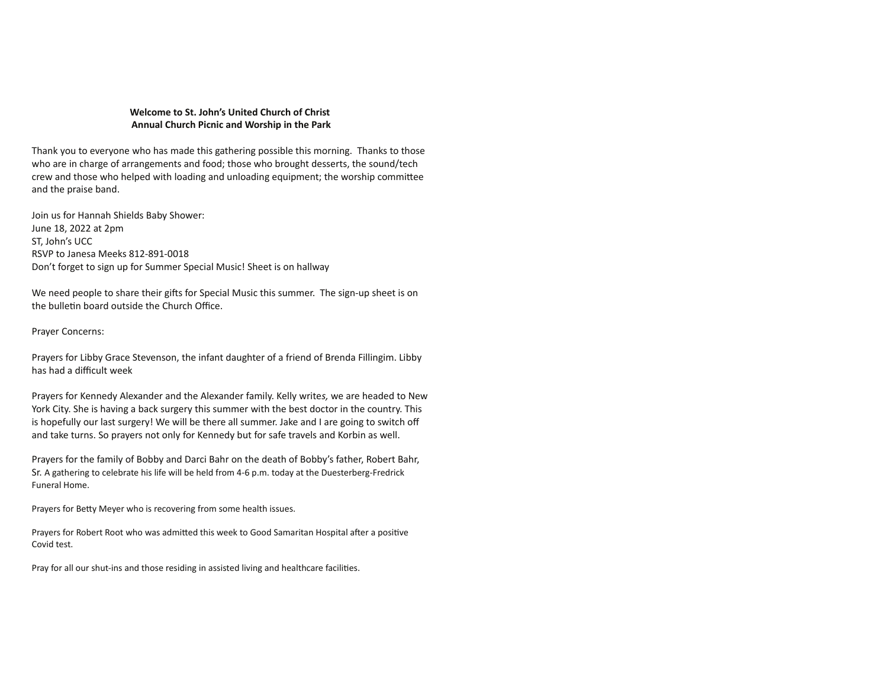**Welcome to St. John's United Church of Christ**
**Annual Church Picnic and Worship in the Park**

Thank you to everyone who has made this gathering possible this morning. Thanks to those who are in charge of arrangements and food; those who brought desserts, the sound/tech crew and those who helped with loading and unloading equipment; the worship committee and the praise band.

Join us for Hannah Shields Baby Shower:
June 18, 2022 at 2pm
ST, John's UCC
RSVP to Janesa Meeks 812-891-0018
Don't forget to sign up for Summer Special Music! Sheet is on hallway

We need people to share their gifts for Special Music this summer. The sign-up sheet is on the bulletin board outside the Church Office.

Prayer Concerns:

Prayers for Libby Grace Stevenson, the infant daughter of a friend of Brenda Fillingim. Libby has had a difficult week

Prayers for Kennedy Alexander and the Alexander family. Kelly writes*,* we are headed to New York City. She is having a back surgery this summer with the best doctor in the country. This is hopefully our last surgery! We will be there all summer. Jake and I are going to switch off and take turns. So prayers not only for Kennedy but for safe travels and Korbin as well.

Prayers for the family of Bobby and Darci Bahr on the death of Bobby's father, Robert Bahr, Sr. A gathering to celebrate his life will be held from 4-6 p.m. today at the Duesterberg-Fredrick Funeral Home.

Prayers for Betty Meyer who is recovering from some health issues.

Prayers for Robert Root who was admitted this week to Good Samaritan Hospital after a positive Covid test.

Pray for all our shut-ins and those residing in assisted living and healthcare facilities.